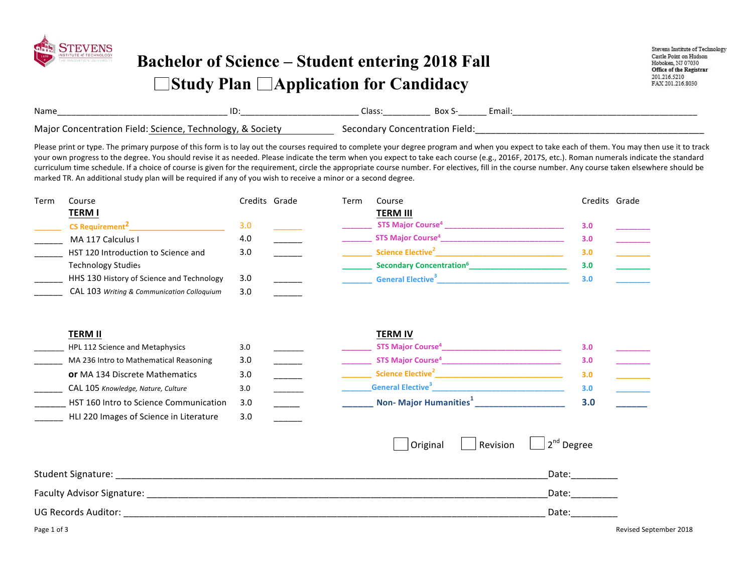# Bachelor of Science – Student entering 2018 Fall

## ☐Study Plan ☐Application for Candidacy

Stevens Institute of Technology
Castle Point on Hudson
Hoboken, NJ 07030
**Office of the Registrar**
201.216.5210
FAX 201.216.8030

Name\_\_\_\_\_\_\_\_\_\_\_\_\_\_\_\_\_\_\_\_\_\_\_\_\_\_\_\_\_\_\_\_\_\_\_ ID:\_\_\_\_\_\_\_\_\_\_\_\_\_\_\_\_\_\_\_\_\_\_\_\_ Class:\_\_\_\_\_\_\_\_\_\_ Box S-\_\_\_\_\_\_ Email:\_\_\_\_\_\_\_\_\_\_\_\_\_\_\_\_\_\_\_\_\_\_\_\_\_\_\_\_\_\_\_\_\_\_\_\_\_\_

Major Concentration Field: Science, Technology, & Society Secondary Concentration Field:\_\_\_\_\_\_\_\_\_\_\_\_\_\_\_\_\_\_\_\_\_\_\_\_\_\_\_\_\_\_\_\_\_\_\_\_\_\_\_\_\_\_\_\_\_\_

Please print or type. The primary purpose of this form is to lay out the courses required to complete your degree program and when you expect to take each of them. You may then use it to track your own progress to the degree. You should revise it as needed. Please indicate the term when you expect to take each course (e.g., 2016F, 2017S, etc.). Roman numerals indicate the standard curriculum time schedule. If a choice of course is given for the requirement, circle the appropriate course number. For electives, fill in the course number. Any course taken elsewhere should be marked TR. An additional study plan will be required if any of you wish to receive a minor or a second degree.

| Term | Course | Credits | Grade |
|---|---|---|---|
| | **TERM I** | | |
| \_\_\_\_\_\_ | CS Requirement[2] | 3.0 | \_\_\_\_\_\_ |
| \_\_\_\_\_\_ | MA 117 Calculus I | 4.0 | \_\_\_\_\_\_ |
| \_\_\_\_\_\_ | HST 120 Introduction to Science and Technology Studies | 3.0 | \_\_\_\_\_\_ |
| \_\_\_\_\_\_ | HHS 130 History of Science and Technology | 3.0 | \_\_\_\_\_\_ |
| \_\_\_\_\_\_ | CAL 103 *Writing & Communication Colloquium* | 3.0 | \_\_\_\_\_\_ |
| | **TERM II** | | |
| \_\_\_\_\_\_ | HPL 112 Science and Metaphysics | 3.0 | \_\_\_\_\_\_ |
| \_\_\_\_\_\_ | MA 236 Intro to Mathematical Reasoning | 3.0 | \_\_\_\_\_\_ |
| | **or** MA 134 Discrete Mathematics | 3.0 | \_\_\_\_\_\_ |
| \_\_\_\_\_\_ | CAL 105 *Knowledge, Nature, Culture* | 3.0 | \_\_\_\_\_\_ |
| \_\_\_\_\_\_ | HST 160 Intro to Science Communication | 3.0 | \_\_\_\_\_\_ |
| \_\_\_\_\_\_ | HLI 220 Images of Science in Literature | 3.0 | \_\_\_\_\_\_ |
| | **TERM III** | | |
| \_\_\_\_\_\_ | STS Major Course[4] | 3.0 | \_\_\_\_\_\_ |
| \_\_\_\_\_\_ | STS Major Course[4] | 3.0 | \_\_\_\_\_\_ |
| \_\_\_\_\_\_ | Science Elective[2] | 3.0 | \_\_\_\_\_\_ |
| \_\_\_\_\_\_ | Secondary Concentration[6] | 3.0 | \_\_\_\_\_\_ |
| \_\_\_\_\_\_ | General Elective[3] | 3.0 | \_\_\_\_\_\_ |
| | **TERM IV** | | |
| \_\_\_\_\_\_ | STS Major Course[4] | 3.0 | \_\_\_\_\_\_ |
| \_\_\_\_\_\_ | STS Major Course[4] | 3.0 | \_\_\_\_\_\_ |
| \_\_\_\_\_\_ | Science Elective[2] | 3.0 | \_\_\_\_\_\_ |
| \_\_\_\_\_\_ | General Elective[3] | 3.0 | \_\_\_\_\_\_ |
| \_\_\_\_\_\_ | **Non- Major Humanities[1]** | **3.0** | \_\_\_\_\_\_ |

☐ Original ☐ Revision ☐ 2nd Degree

Student Signature: \_\_\_\_\_\_\_\_\_\_\_\_\_\_\_\_\_\_\_\_\_\_\_\_\_\_\_\_\_\_\_\_\_\_\_\_\_\_\_\_\_\_\_\_\_\_\_\_\_\_\_\_\_\_\_\_\_\_\_\_\_\_\_\_\_\_\_\_\_\_\_\_\_\_\_\_\_\_\_\_\_\_\_\_\_\_Date:\_\_\_\_\_\_\_\_\_

Faculty Advisor Signature: \_\_\_\_\_\_\_\_\_\_\_\_\_\_\_\_\_\_\_\_\_\_\_\_\_\_\_\_\_\_\_\_\_\_\_\_\_\_\_\_\_\_\_\_\_\_\_\_\_\_\_\_\_\_\_\_\_\_\_\_\_\_\_\_\_\_\_\_\_\_\_\_\_\_\_\_\_\_\_Date:\_\_\_\_\_\_\_\_\_

UG Records Auditor: \_\_\_\_\_\_\_\_\_\_\_\_\_\_\_\_\_\_\_\_\_\_\_\_\_\_\_\_\_\_\_\_\_\_\_\_\_\_\_\_\_\_\_\_\_\_\_\_\_\_\_\_\_\_\_\_\_\_\_\_\_\_\_\_\_\_\_\_\_\_\_\_\_\_\_\_\_\_\_\_\_\_\_\_ Date:\_\_\_\_\_\_\_\_\_

Revised September 2018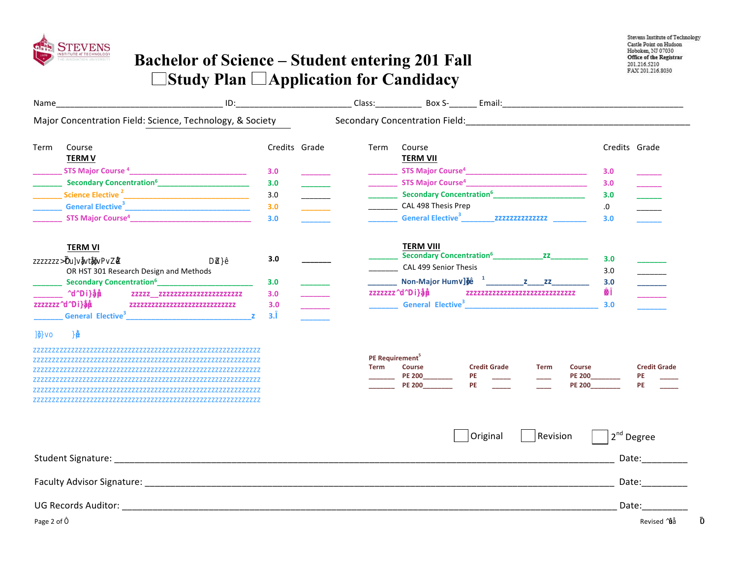# Bachelor of Science – Student entering 201 Fall

☐ Study Plan ☐ Application for Candidacy

Stevens Institute of Technology
Castle Point on Hudson
Hoboken, NJ 07030
Office of the Registrar
201.216.5210
FAX 201.216.8030

Name__________________________________ ID:________________________ Class:__________ Box S-______ Email:________________________________________

Major Concentration Field: Science, Technology, & Society Secondary Concentration Field:______________________________________________

| Term | Course | Credits | Grade |
|---|---|---|---|
| | **TERM V** | | |
| _______ | STS Major Course[4] ________________________ | 3.0 | _______ |
| _______ | Secondary Concentration[6] _____________________ | 3.0 | _______ |
| _______ | Science Elective[2] _____________________________ | 3.0 | _______ |
| _______ | General Elective[3] _____________________________ | 3.0 | _______ |
| _______ | STS Major Course[4] _____________________________ | 3.0 | _______ |
| | **TERM VI** | | |
| zzzzzzz | >Õu]vå]vtå]vPvZã D㸠}ê | 3.0 | _______ |
| | OR HST 301 Research Design and Methods | | |
| _______ | Secondary Concentration[6] _____________________ | 3.0 | _______ |
| _______ | ^d^Di}åå zzzzz__zzzzzzzzzzzzzzzzzzzzzz | 3.0 | _______ |
| zzzzzzz | ^d^Di}åå zzzzzzzzzzzzzzzzzzzzzzzzzzzz | 3.0 | _______ |
| _______ | General Elective[3] ______________________________z | 3.Ï | _______ |

]Õ}vo }å

zzzzzzzzzzzzzzzzzzzzzzzzzzzzzzzzzzzzzzzzzzzzzzzzzzzzzzzzzzzz
zzzzzzzzzzzzzzzzzzzzzzzzzzzzzzzzzzzzzzzzzzzzzzzzzzzzzzzzzzzz
zzzzzzzzzzzzzzzzzzzzzzzzzzzzzzzzzzzzzzzzzzzzzzzzzzzzzzzzzzzz
zzzzzzzzzzzzzzzzzzzzzzzzzzzzzzzzzzzzzzzzzzzzzzzzzzzzzzzzzzzz
zzzzzzzzzzzzzzzzzzzzzzzzzzzzzzzzzzzzzzzzzzzzzzzzzzzzzzzzzzzz
zzzzzzzzzzzzzzzzzzzzzzzzzzzzzzzzzzzzzzzzzzzzzzzzzzzzzzzzzzzz

| Term | Course | Credits | Grade |
|---|---|---|---|
| | **TERM VII** | | |
| _______ | STS Major Course[4] ____________________________ | 3.0 | ______ |
| _______ | STS Major Course[4] ____________________________ | 3.0 | ______ |
| _______ | Secondary Concentration[6] ______________________ | 3.0 | ______ |
| _______ | CAL 498 Thesis Prep | .0 | ______ |
| _______ | General Elective[3] ________zzzzzzzzzzzzzz ________ | 3.0 | ______ |
| | **TERM VIII** | | |
| _______ | Secondary Concentration[6] ____________zz_________ | 3.0 | _______ |
| _______ | CAL 499 Senior Thesis | 3.0 | _______ |
| _______ | Non-Major Humv]ŏê[1] _________z____zz_________ | 3.0 | _______ |
| zzzzzzz | ^d^Di}åå zzzzzzzzzzzzzzzzzzzzzzzzzzzz | ôï | _______ |
| _______ | General Elective[3] ________________________________ | 3.0 | _______ |

PE Requirement[5]

| Term | Course | Credit | Grade | Term | Course | Credit | Grade |
|---|---|---|---|---|---|---|---|
| _______ | PE 200________ | PE | _____ | ____ | PE 200________ | PE | _____ |
| _______ | PE 200________ | PE | _____ | ____ | PE 200________ | PE | _____ |

☐ Original ☐ Revision ☐ 2nd Degree

Student Signature: ______________________________________________________________________________________ Date:_________

Faculty Advisor Signature: ________________________________________________________________________________ Date:_________

UG Records Auditor: ______________________________________________________________________________________ Date:_________

Revised ^ôå Õ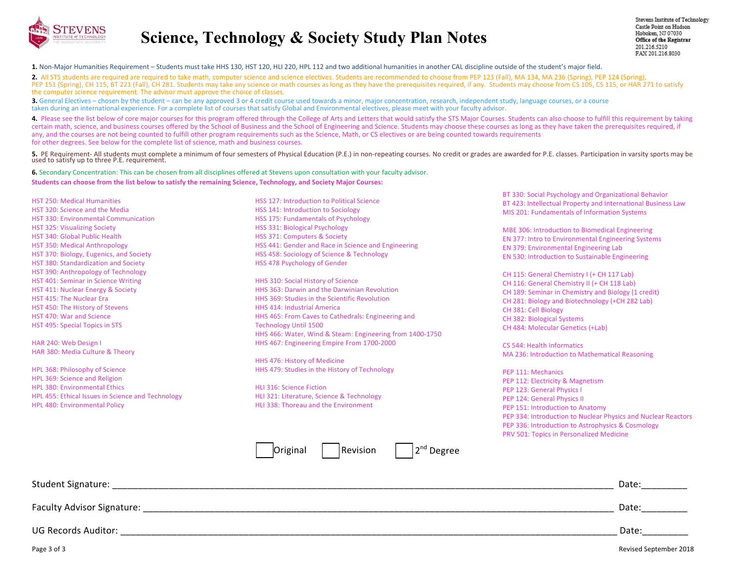# Science, Technology & Society Study Plan Notes

Stevens Institute of Technology
Castle Point on Hudson
Hoboken, NJ 07030
**Office of the Registrar**
201.216.5210
FAX 201.216.8030

**1.** Non-Major Humanities Requirement – Students must take HHS 130, HST 120, HLI 220, HPL 112 and two additional humanities in another CAL discipline outside of the student's major field.

**2.** All STS students are required are required to take math, computer science and science electives. Students are recommended to choose from PEP 123 (Fall), MA 134, MA 236 (Spring), PEP 124 (Spring), PEP 151 (Spring), CH 115, BT 221 (Fall), CH 281. Students may take any science or math courses as long as they have the prerequisites required, if any. Students may choose from CS 105, CS 115, or HAR 271 to satisfy the computer science requirement. The advisor must approve the choice of classes.

**3.** General Electives – chosen by the student – can be any approved 3 or 4 credit course used towards a minor, major concentration, research, independent study, language courses, or a course taken during an international experience. For a complete list of courses that satisfy Global and Environmental electives, please meet with your faculty advisor.

**4.** Please see the list below of core major courses for this program offered through the College of Arts and Letters that would satisfy the STS Major Courses. Students can also choose to fulfill this requirement by taking certain math, science, and business courses offered by the School of Business and the School of Engineering and Science. Students may choose these courses as long as they have taken the prerequisites required, if any, and the courses are not being counted to fulfill other program requirements such as the Science, Math, or CS electives or are being counted towards requirements for other degrees. See below for the complete list of science, math and business courses.

**5.** PE Requirement- All students must complete a minimum of four semesters of Physical Education (P.E.) in non-repeating courses. No credit or grades are awarded for P.E. classes. Participation in varsity sports may be used to satisfy up to three P.E. requirement.

**6.** Secondary Concentration: This can be chosen from all disciplines offered at Stevens upon consultation with your faculty advisor.

**Students can choose from the list below to satisfy the remaining Science, Technology, and Society Major Courses:**

HST 250: Medical Humanities
HST 320: Science and the Media
HST 330: Environmental Communication
HST 325: Visualizing Society
HST 340: Global Public Health
HST 350: Medical Anthropology
HST 370: Biology, Eugenics, and Society
HST 380: Standardization and Society
HST 390: Anthropology of Technology
HST 401: Seminar in Science Writing
HST 411: Nuclear Energy & Society
HST 415: The Nuclear Era
HST 450: The History of Stevens
HST 470: War and Science
HST 495: Special Topics in STS

HAR 240: Web Design I
HAR 380: Media Culture & Theory

HPL 368: Philosophy of Science
HPL 369: Science and Religion
HPL 380: Environmental Ethics
HPL 455: Ethical Issues in Science and Technology
HPL 480: Environmental Policy

HSS 127: Introduction to Political Science
HSS 141: Introduction to Sociology
HSS 175: Fundamentals of Psychology
HSS 331: Biological Psychology
HSS 371: Computers & Society
HSS 441: Gender and Race in Science and Engineering
HSS 458: Sociology of Science & Technology
HSS 478 Psychology of Gender

HHS 310: Social History of Science
HHS 363: Darwin and the Darwinian Revolution
HHS 369: Studies in the Scientific Revolution
HHS 414: Industrial America
HHS 465: From Caves to Cathedrals: Engineering and Technology Until 1500
HHS 466: Water, Wind & Steam: Engineering from 1400-1750
HHS 467: Engineering Empire From 1700-2000

HHS 476: History of Medicine
HHS 479: Studies in the History of Technology

HLI 316: Science Fiction
HLI 321: Literature, Science & Technology
HLI 338: Thoreau and the Environment

BT 330: Social Psychology and Organizational Behavior
BT 423: Intellectual Property and International Business Law
MIS 201: Fundamentals of Information Systems

MBE 306: Introduction to Biomedical Engineering
EN 377: Intro to Environmental Engineering Systems
EN 379: Environmental Engineering Lab
EN 530: Introduction to Sustainable Engineering

CH 115: General Chemistry I (+ CH 117 Lab)
CH 116: General Chemistry II (+ CH 118 Lab)
CH 189: Seminar in Chemistry and Biology (1 credit)
CH 281: Biology and Biotechnology (+CH 282 Lab)
CH 381: Cell Biology
CH 382: Biological Systems
CH 484: Molecular Genetics (+Lab)

CS 544: Health Informatics
MA 236: Introduction to Mathematical Reasoning

PEP 111: Mechanics
PEP 112: Electricity & Magnetism
PEP 123: General Physics I
PEP 124: General Physics II
PEP 151: Introduction to Anatomy
PEP 334: Introduction to Nuclear Physics and Nuclear Reactors
PEP 336: Introduction to Astrophysics & Cosmology
PRV 501: Topics in Personalized Medicine

☐ Original ☐ Revision ☐ 2nd Degree

Student Signature: ______________________________ Date:_________

Faculty Advisor Signature: ______________________________ Date:_________

UG Records Auditor: ______________________________ Date:_________

Revised September 2018